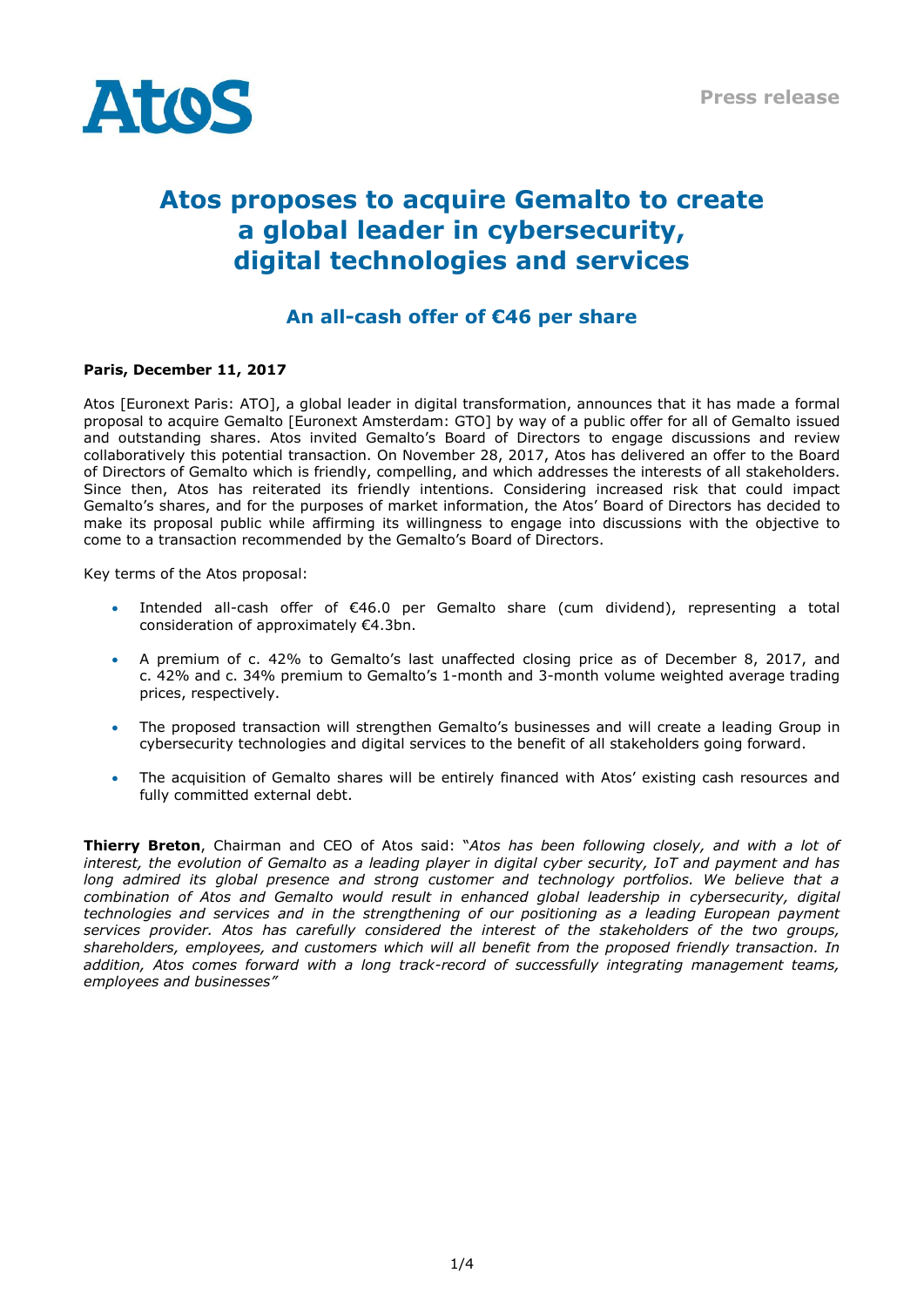Press release

# Atos proposes to acquire Gemalto to create a global leader in cybersecurity, digital technologies and services

## An all-cash offer of €46 per share

**Paris, December 11, 2017**

Atos [Euronext Paris: ATO], a global leader in digital transformation, announces that it has made a formal proposal to acquire Gemalto [Euronext Amsterdam: GTO] by way of a public offer for all of Gemalto issued and outstanding shares. Atos invited Gemalto's Board of Directors to engage discussions and review collaboratively this potential transaction. On November 28, 2017, Atos has delivered an offer to the Board of Directors of Gemalto which is friendly, compelling, and which addresses the interests of all stakeholders. Since then, Atos has reiterated its friendly intentions. Considering increased risk that could impact Gemalto's shares, and for the purposes of market information, the Atos' Board of Directors has decided to make its proposal public while affirming its willingness to engage into discussions with the objective to come to a transaction recommended by the Gemalto's Board of Directors.

Key terms of the Atos proposal:

- Intended all-cash offer of €46.0 per Gemalto share (cum dividend), representing a total consideration of approximately €4.3bn.
- A premium of c. 42% to Gemalto's last unaffected closing price as of December 8, 2017, and c. 42% and c. 34% premium to Gemalto's 1-month and 3-month volume weighted average trading prices, respectively.
- The proposed transaction will strengthen Gemalto's businesses and will create a leading Group in cybersecurity technologies and digital services to the benefit of all stakeholders going forward.
- The acquisition of Gemalto shares will be entirely financed with Atos' existing cash resources and fully committed external debt.

**Thierry Breton**, Chairman and CEO of Atos said: "*Atos has been following closely, and with a lot of interest, the evolution of Gemalto as a leading player in digital cyber security, IoT and payment and has long admired its global presence and strong customer and technology portfolios. We believe that a combination of Atos and Gemalto would result in enhanced global leadership in cybersecurity, digital technologies and services and in the strengthening of our positioning as a leading European payment services provider. Atos has carefully considered the interest of the stakeholders of the two groups, shareholders, employees, and customers which will all benefit from the proposed friendly transaction. In addition, Atos comes forward with a long track-record of successfully integrating management teams, employees and businesses*"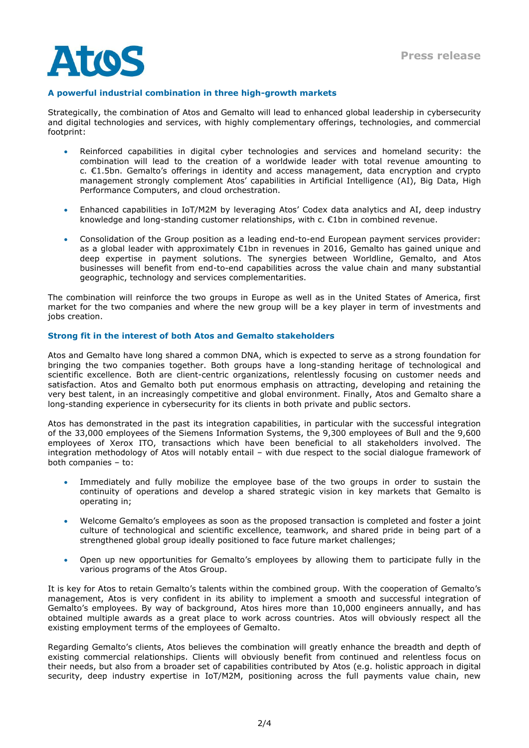## A powerful industrial combination in three high-growth markets

Strategically, the combination of Atos and Gemalto will lead to enhanced global leadership in cybersecurity and digital technologies and services, with highly complementary offerings, technologies, and commercial footprint:

- Reinforced capabilities in digital cyber technologies and services and homeland security: the combination will lead to the creation of a worldwide leader with total revenue amounting to c. €1.5bn. Gemalto's offerings in identity and access management, data encryption and crypto management strongly complement Atos' capabilities in Artificial Intelligence (AI), Big Data, High Performance Computers, and cloud orchestration.

- Enhanced capabilities in IoT/M2M by leveraging Atos' Codex data analytics and AI, deep industry knowledge and long-standing customer relationships, with c. €1bn in combined revenue.

- Consolidation of the Group position as a leading end-to-end European payment services provider: as a global leader with approximately €1bn in revenues in 2016, Gemalto has gained unique and deep expertise in payment solutions. The synergies between Worldline, Gemalto, and Atos businesses will benefit from end-to-end capabilities across the value chain and many substantial geographic, technology and services complementarities.

The combination will reinforce the two groups in Europe as well as in the United States of America, first market for the two companies and where the new group will be a key player in term of investments and jobs creation.

## Strong fit in the interest of both Atos and Gemalto stakeholders

Atos and Gemalto have long shared a common DNA, which is expected to serve as a strong foundation for bringing the two companies together. Both groups have a long-standing heritage of technological and scientific excellence. Both are client-centric organizations, relentlessly focusing on customer needs and satisfaction. Atos and Gemalto both put enormous emphasis on attracting, developing and retaining the very best talent, in an increasingly competitive and global environment. Finally, Atos and Gemalto share a long-standing experience in cybersecurity for its clients in both private and public sectors.

Atos has demonstrated in the past its integration capabilities, in particular with the successful integration of the 33,000 employees of the Siemens Information Systems, the 9,300 employees of Bull and the 9,600 employees of Xerox ITO, transactions which have been beneficial to all stakeholders involved. The integration methodology of Atos will notably entail – with due respect to the social dialogue framework of both companies – to:

- Immediately and fully mobilize the employee base of the two groups in order to sustain the continuity of operations and develop a shared strategic vision in key markets that Gemalto is operating in;

- Welcome Gemalto's employees as soon as the proposed transaction is completed and foster a joint culture of technological and scientific excellence, teamwork, and shared pride in being part of a strengthened global group ideally positioned to face future market challenges;

- Open up new opportunities for Gemalto's employees by allowing them to participate fully in the various programs of the Atos Group.

It is key for Atos to retain Gemalto's talents within the combined group. With the cooperation of Gemalto's management, Atos is very confident in its ability to implement a smooth and successful integration of Gemalto's employees. By way of background, Atos hires more than 10,000 engineers annually, and has obtained multiple awards as a great place to work across countries. Atos will obviously respect all the existing employment terms of the employees of Gemalto.

Regarding Gemalto's clients, Atos believes the combination will greatly enhance the breadth and depth of existing commercial relationships. Clients will obviously benefit from continued and relentless focus on their needs, but also from a broader set of capabilities contributed by Atos (e.g. holistic approach in digital security, deep industry expertise in IoT/M2M, positioning across the full payments value chain, new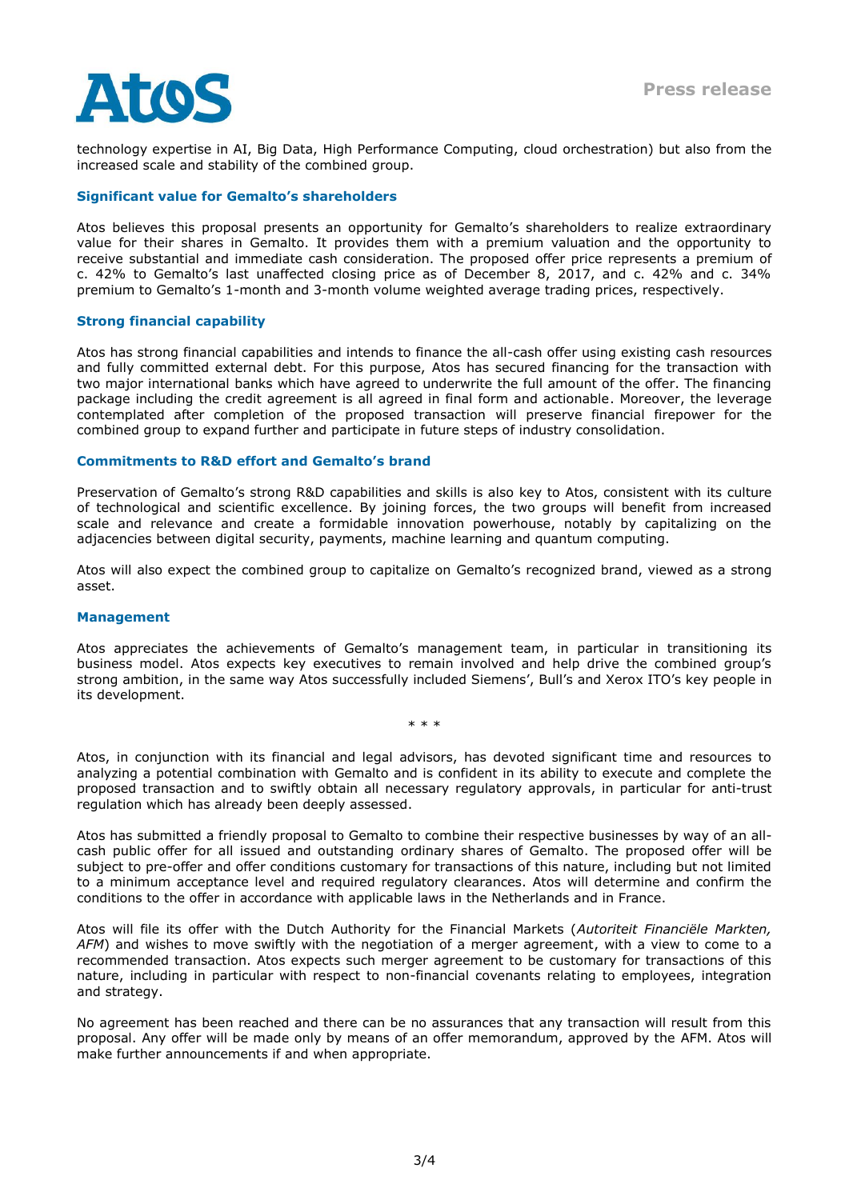technology expertise in AI, Big Data, High Performance Computing, cloud orchestration) but also from the increased scale and stability of the combined group.

### Significant value for Gemalto's shareholders

Atos believes this proposal presents an opportunity for Gemalto's shareholders to realize extraordinary value for their shares in Gemalto. It provides them with a premium valuation and the opportunity to receive substantial and immediate cash consideration. The proposed offer price represents a premium of c. 42% to Gemalto's last unaffected closing price as of December 8, 2017, and c. 42% and c. 34% premium to Gemalto's 1-month and 3-month volume weighted average trading prices, respectively.

### Strong financial capability

Atos has strong financial capabilities and intends to finance the all-cash offer using existing cash resources and fully committed external debt. For this purpose, Atos has secured financing for the transaction with two major international banks which have agreed to underwrite the full amount of the offer. The financing package including the credit agreement is all agreed in final form and actionable. Moreover, the leverage contemplated after completion of the proposed transaction will preserve financial firepower for the combined group to expand further and participate in future steps of industry consolidation.

### Commitments to R&D effort and Gemalto's brand

Preservation of Gemalto's strong R&D capabilities and skills is also key to Atos, consistent with its culture of technological and scientific excellence. By joining forces, the two groups will benefit from increased scale and relevance and create a formidable innovation powerhouse, notably by capitalizing on the adjacencies between digital security, payments, machine learning and quantum computing.

Atos will also expect the combined group to capitalize on Gemalto's recognized brand, viewed as a strong asset.

### Management

Atos appreciates the achievements of Gemalto's management team, in particular in transitioning its business model. Atos expects key executives to remain involved and help drive the combined group's strong ambition, in the same way Atos successfully included Siemens', Bull's and Xerox ITO's key people in its development.

\* \* \*

Atos, in conjunction with its financial and legal advisors, has devoted significant time and resources to analyzing a potential combination with Gemalto and is confident in its ability to execute and complete the proposed transaction and to swiftly obtain all necessary regulatory approvals, in particular for anti-trust regulation which has already been deeply assessed.

Atos has submitted a friendly proposal to Gemalto to combine their respective businesses by way of an all-cash public offer for all issued and outstanding ordinary shares of Gemalto. The proposed offer will be subject to pre-offer and offer conditions customary for transactions of this nature, including but not limited to a minimum acceptance level and required regulatory clearances. Atos will determine and confirm the conditions to the offer in accordance with applicable laws in the Netherlands and in France.

Atos will file its offer with the Dutch Authority for the Financial Markets (*Autoriteit Financiële Markten, AFM*) and wishes to move swiftly with the negotiation of a merger agreement, with a view to come to a recommended transaction. Atos expects such merger agreement to be customary for transactions of this nature, including in particular with respect to non-financial covenants relating to employees, integration and strategy.

No agreement has been reached and there can be no assurances that any transaction will result from this proposal. Any offer will be made only by means of an offer memorandum, approved by the AFM. Atos will make further announcements if and when appropriate.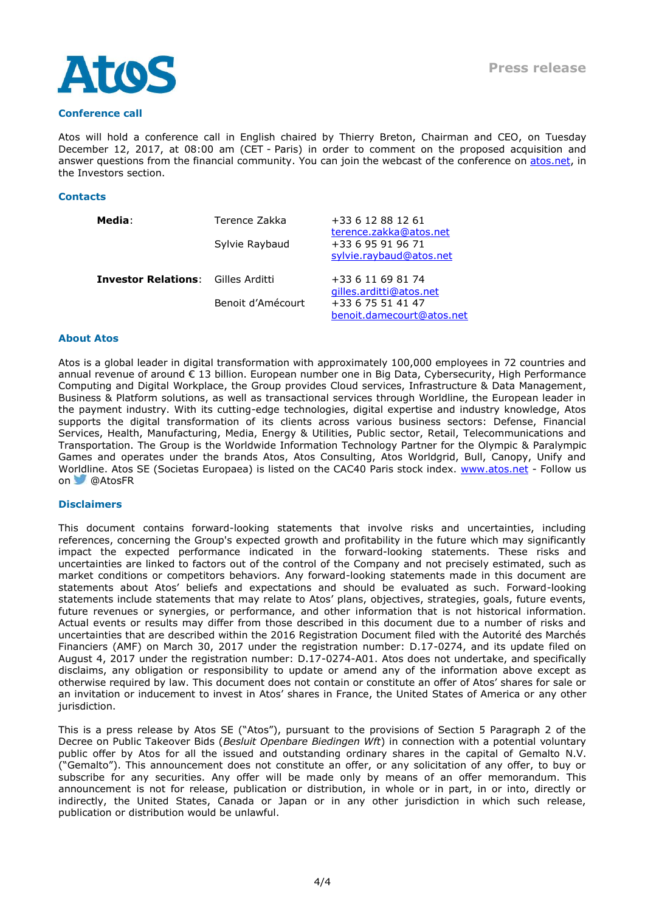## Conference call

Atos will hold a conference call in English chaired by Thierry Breton, Chairman and CEO, on Tuesday December 12, 2017, at 08:00 am (CET - Paris) in order to comment on the proposed acquisition and answer questions from the financial community. You can join the webcast of the conference on atos.net, in the Investors section.

## Contacts

| | | |
|---|---|---|
| **Media**: | Terence Zakka | +33 6 12 88 12 61<br>terence.zakka@atos.net |
| | Sylvie Raybaud | +33 6 95 91 96 71<br>sylvie.raybaud@atos.net |
| **Investor Relations**: | Gilles Arditti | +33 6 11 69 81 74<br>gilles.arditti@atos.net |
| | Benoit d'Amécourt | +33 6 75 51 41 47<br>benoit.damecourt@atos.net |

## About Atos

Atos is a global leader in digital transformation with approximately 100,000 employees in 72 countries and annual revenue of around € 13 billion. European number one in Big Data, Cybersecurity, High Performance Computing and Digital Workplace, the Group provides Cloud services, Infrastructure & Data Management, Business & Platform solutions, as well as transactional services through Worldline, the European leader in the payment industry. With its cutting-edge technologies, digital expertise and industry knowledge, Atos supports the digital transformation of its clients across various business sectors: Defense, Financial Services, Health, Manufacturing, Media, Energy & Utilities, Public sector, Retail, Telecommunications and Transportation. The Group is the Worldwide Information Technology Partner for the Olympic & Paralympic Games and operates under the brands Atos, Atos Consulting, Atos Worldgrid, Bull, Canopy, Unify and Worldline. Atos SE (Societas Europaea) is listed on the CAC40 Paris stock index. www.atos.net - Follow us on @AtosFR

## Disclaimers

This document contains forward-looking statements that involve risks and uncertainties, including references, concerning the Group's expected growth and profitability in the future which may significantly impact the expected performance indicated in the forward-looking statements. These risks and uncertainties are linked to factors out of the control of the Company and not precisely estimated, such as market conditions or competitors behaviors. Any forward-looking statements made in this document are statements about Atos' beliefs and expectations and should be evaluated as such. Forward-looking statements include statements that may relate to Atos' plans, objectives, strategies, goals, future events, future revenues or synergies, or performance, and other information that is not historical information. Actual events or results may differ from those described in this document due to a number of risks and uncertainties that are described within the 2016 Registration Document filed with the Autorité des Marchés Financiers (AMF) on March 30, 2017 under the registration number: D.17-0274, and its update filed on August 4, 2017 under the registration number: D.17-0274-A01. Atos does not undertake, and specifically disclaims, any obligation or responsibility to update or amend any of the information above except as otherwise required by law. This document does not contain or constitute an offer of Atos' shares for sale or an invitation or inducement to invest in Atos' shares in France, the United States of America or any other jurisdiction.

This is a press release by Atos SE ("Atos"), pursuant to the provisions of Section 5 Paragraph 2 of the Decree on Public Takeover Bids (*Besluit Openbare Biedingen Wft*) in connection with a potential voluntary public offer by Atos for all the issued and outstanding ordinary shares in the capital of Gemalto N.V. ("Gemalto"). This announcement does not constitute an offer, or any solicitation of any offer, to buy or subscribe for any securities. Any offer will be made only by means of an offer memorandum. This announcement is not for release, publication or distribution, in whole or in part, in or into, directly or indirectly, the United States, Canada or Japan or in any other jurisdiction in which such release, publication or distribution would be unlawful.